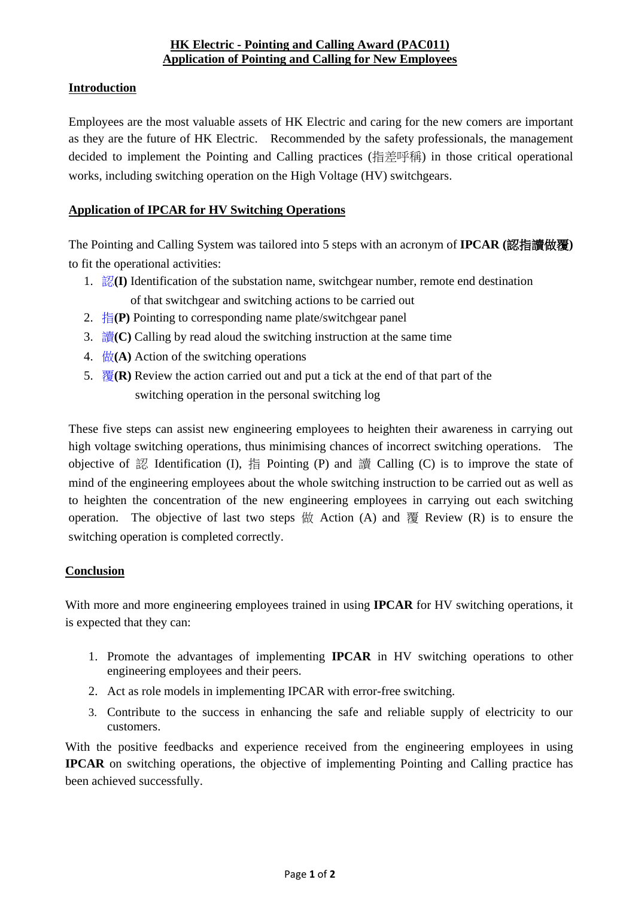# HK Electric - Pointing and Calling Award (PAC011)
## Application of Pointing and Calling for New Employees

### Introduction

Employees are the most valuable assets of HK Electric and caring for the new comers are important as they are the future of HK Electric. Recommended by the safety professionals, the management decided to implement the Pointing and Calling practices (指差呼稱) in those critical operational works, including switching operation on the High Voltage (HV) switchgears.

### Application of IPCAR for HV Switching Operations

The Pointing and Calling System was tailored into 5 steps with an acronym of **IPCAR (認指讀做覆)** to fit the operational activities:

1. 認**(I)** Identification of the substation name, switchgear number, remote end destination of that switchgear and switching actions to be carried out
2. 指**(P)** Pointing to corresponding name plate/switchgear panel
3. 讀**(C)** Calling by read aloud the switching instruction at the same time
4. 做**(A)** Action of the switching operations
5. 覆**(R)** Review the action carried out and put a tick at the end of that part of the switching operation in the personal switching log

These five steps can assist new engineering employees to heighten their awareness in carrying out high voltage switching operations, thus minimising chances of incorrect switching operations. The objective of 認 Identification (I), 指 Pointing (P) and 讀 Calling (C) is to improve the state of mind of the engineering employees about the whole switching instruction to be carried out as well as to heighten the concentration of the new engineering employees in carrying out each switching operation. The objective of last two steps 做 Action (A) and 覆 Review (R) is to ensure the switching operation is completed correctly.

### Conclusion

With more and more engineering employees trained in using **IPCAR** for HV switching operations, it is expected that they can:

1. Promote the advantages of implementing **IPCAR** in HV switching operations to other engineering employees and their peers.
2. Act as role models in implementing IPCAR with error-free switching.
3. Contribute to the success in enhancing the safe and reliable supply of electricity to our customers.

With the positive feedbacks and experience received from the engineering employees in using **IPCAR** on switching operations, the objective of implementing Pointing and Calling practice has been achieved successfully.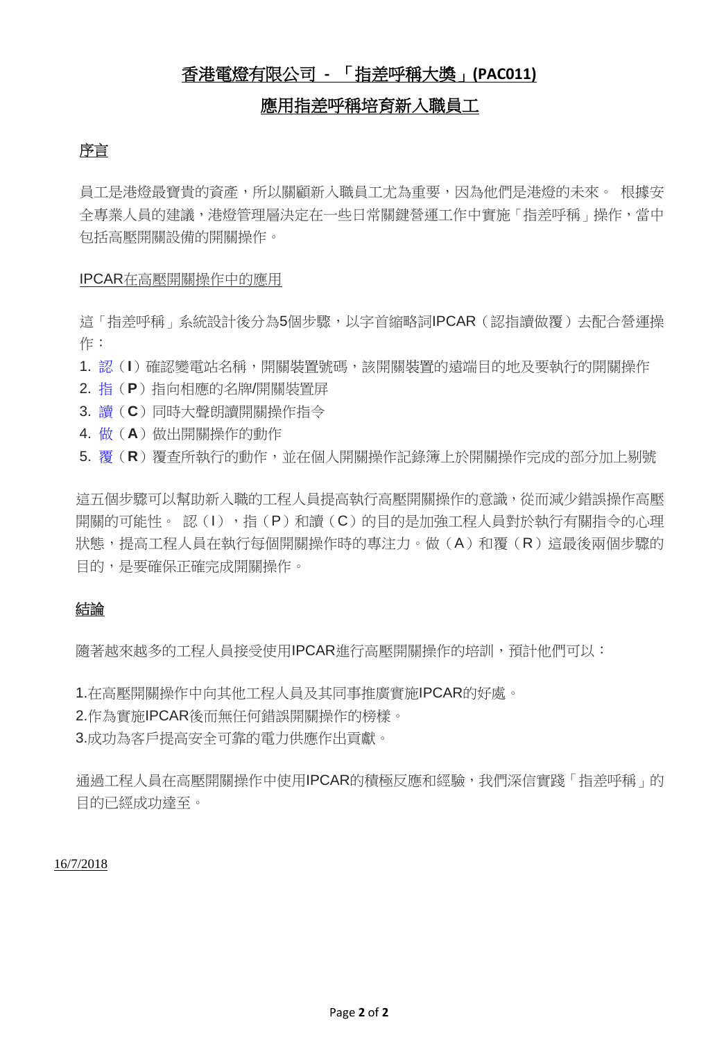# 香港電燈有限公司 - 「指差呼稱大獎」(PAC011)

## 應用指差呼稱培育新入職員工

### 序言

員工是港燈最寶貴的資產，所以關顧新入職員工尤為重要，因為他們是港燈的未來。 根據安全專業人員的建議，港燈管理層決定在一些日常關鍵營運工作中實施「指差呼稱」操作，當中包括高壓開關設備的開關操作。

### IPCAR在高壓開關操作中的應用

這「指差呼稱」系統設計後分為5個步驟，以字首縮略詞IPCAR（認指讀做覆）去配合營運操作：

1. 認（**I**）確認變電站名稱，開關裝置號碼，該開關裝置的遠端目的地及要執行的開關操作
2. 指（**P**）指向相應的名牌/開關裝置屏
3. 讀（**C**）同時大聲朗讀開關操作指令
4. 做（**A**）做出開關操作的動作
5. 覆（**R**）覆查所執行的動作，並在個人開關操作記錄簿上於開關操作完成的部分加上剔號

這五個步驟可以幫助新入職的工程人員提高執行高壓開關操作的意識，從而減少錯誤操作高壓開關的可能性。 認（I），指（P）和讀（C）的目的是加強工程人員對於執行有關指令的心理狀態，提高工程人員在執行每個開關操作時的專注力。做（A）和覆（R）這最後兩個步驟的目的，是要確保正確完成開關操作。

### 結論

隨著越來越多的工程人員接受使用IPCAR進行高壓開關操作的培訓，預計他們可以：

1.在高壓開關操作中向其他工程人員及其同事推廣實施IPCAR的好處。
2.作為實施IPCAR後而無任何錯誤開關操作的榜樣。
3.成功為客戶提高安全可靠的電力供應作出貢獻。

通過工程人員在高壓開關操作中使用IPCAR的積極反應和經驗，我們深信實踐「指差呼稱」的目的已經成功達至。

16/7/2018